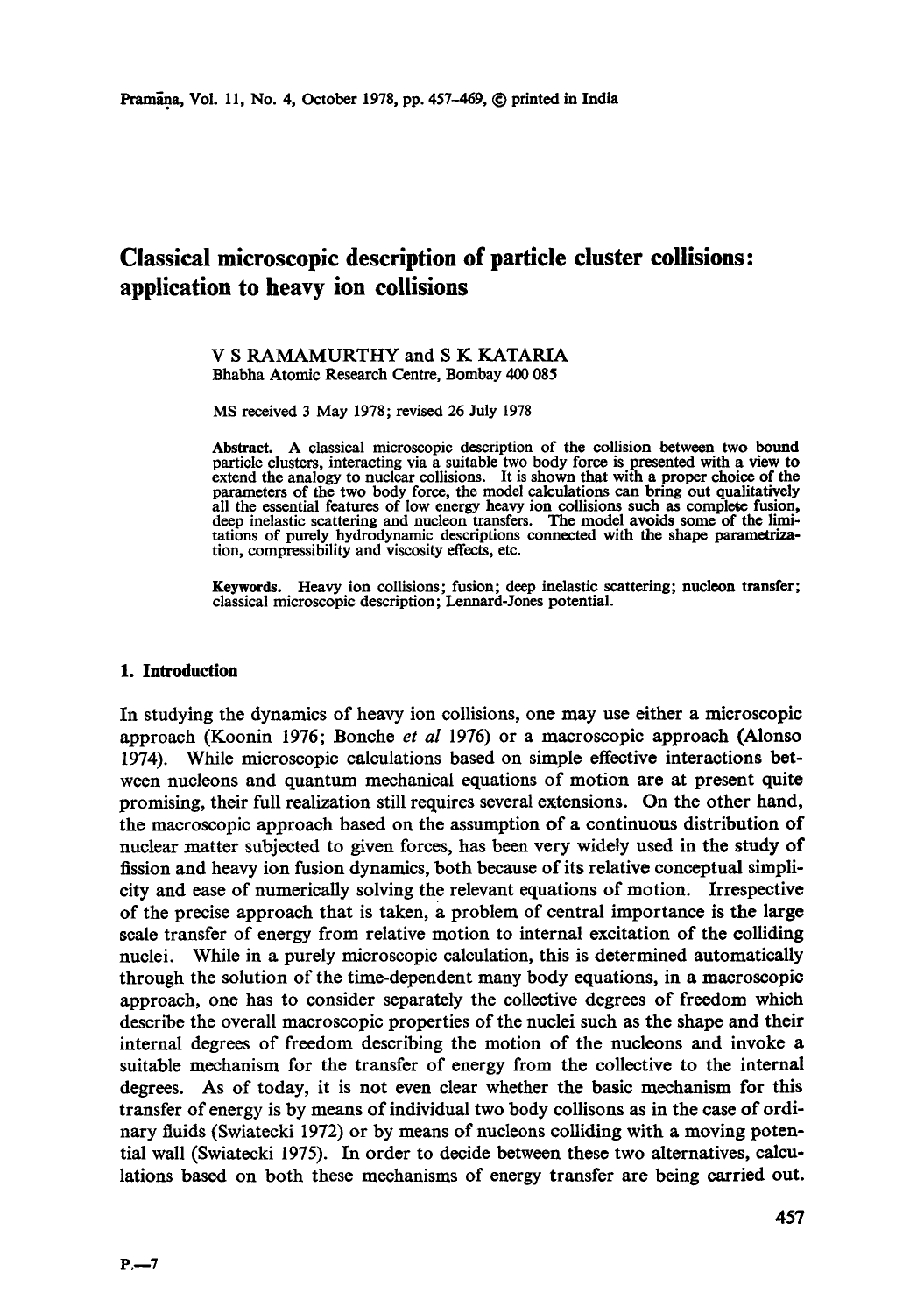# Classical microscopic description of particle cluster collisions: application to heavy ion collisions

V S RAMAMURTHY and S K KATARIA
Bhabha Atomic Research Centre, Bombay 400 085

MS received 3 May 1978; revised 26 July 1978

**Abstract.** A classical microscopic description of the collision between two bound particle clusters, interacting via a suitable two body force is presented with a view to extend the analogy to nuclear collisions. It is shown that with a proper choice of the parameters of the two body force, the model calculations can bring out qualitatively all the essential features of low energy heavy ion collisions such as complete fusion, deep inelastic scattering and nucleon transfers. The model avoids some of the limitations of purely hydrodynamic descriptions connected with the shape parametrization, compressibility and viscosity effects, etc.

**Keywords.** Heavy ion collisions; fusion; deep inelastic scattering; nucleon transfer; classical microscopic description; Lennard-Jones potential.

## 1. Introduction

In studying the dynamics of heavy ion collisions, one may use either a microscopic approach (Koonin 1976; Bonche *et al* 1976) or a macroscopic approach (Alonso 1974). While microscopic calculations based on simple effective interactions between nucleons and quantum mechanical equations of motion are at present quite promising, their full realization still requires several extensions. On the other hand, the macroscopic approach based on the assumption of a continuous distribution of nuclear matter subjected to given forces, has been very widely used in the study of fission and heavy ion fusion dynamics, both because of its relative conceptual simplicity and ease of numerically solving the relevant equations of motion. Irrespective of the precise approach that is taken, a problem of central importance is the large scale transfer of energy from relative motion to internal excitation of the colliding nuclei. While in a purely microscopic calculation, this is determined automatically through the solution of the time-dependent many body equations, in a macroscopic approach, one has to consider separately the collective degrees of freedom which describe the overall macroscopic properties of the nuclei such as the shape and their internal degrees of freedom describing the motion of the nucleons and invoke a suitable mechanism for the transfer of energy from the collective to the internal degrees. As of today, it is not even clear whether the basic mechanism for this transfer of energy is by means of individual two body collisons as in the case of ordinary fluids (Swiatecki 1972) or by means of nucleons colliding with a moving potential wall (Swiatecki 1975). In order to decide between these two alternatives, calculations based on both these mechanisms of energy transfer are being carried out.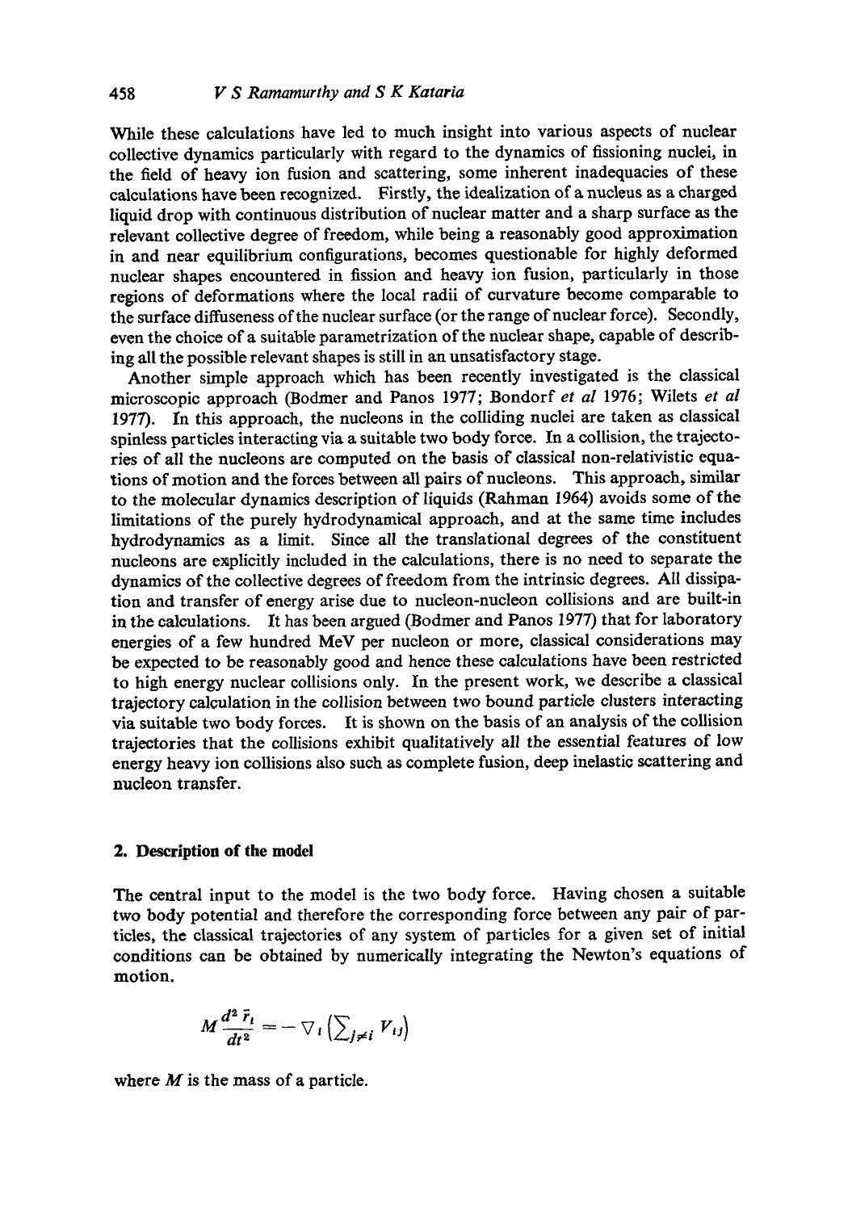While these calculations have led to much insight into various aspects of nuclear collective dynamics particularly with regard to the dynamics of fissioning nuclei, in the field of heavy ion fusion and scattering, some inherent inadequacies of these calculations have been recognized. Firstly, the idealization of a nucleus as a charged liquid drop with continuous distribution of nuclear matter and a sharp surface as the relevant collective degree of freedom, while being a reasonably good approximation in and near equilibrium configurations, becomes questionable for highly deformed nuclear shapes encountered in fission and heavy ion fusion, particularly in those regions of deformations where the local radii of curvature become comparable to the surface diffuseness of the nuclear surface (or the range of nuclear force). Secondly, even the choice of a suitable parametrization of the nuclear shape, capable of describing all the possible relevant shapes is still in an unsatisfactory stage.

Another simple approach which has been recently investigated is the classical microscopic approach (Bodmer and Panos 1977; Bondorf *et al* 1976; Wilets *et al* 1977). In this approach, the nucleons in the colliding nuclei are taken as classical spinless particles interacting via a suitable two body force. In a collision, the trajectories of all the nucleons are computed on the basis of classical non-relativistic equations of motion and the forces between all pairs of nucleons. This approach, similar to the molecular dynamics description of liquids (Rahman 1964) avoids some of the limitations of the purely hydrodynamical approach, and at the same time includes hydrodynamics as a limit. Since all the translational degrees of the constituent nucleons are explicitly included in the calculations, there is no need to separate the dynamics of the collective degrees of freedom from the intrinsic degrees. All dissipation and transfer of energy arise due to nucleon-nucleon collisions and are built-in in the calculations. It has been argued (Bodmer and Panos 1977) that for laboratory energies of a few hundred MeV per nucleon or more, classical considerations may be expected to be reasonably good and hence these calculations have been restricted to high energy nuclear collisions only. In the present work, we describe a classical trajectory calculation in the collision between two bound particle clusters interacting via suitable two body forces. It is shown on the basis of an analysis of the collision trajectories that the collisions exhibit qualitatively all the essential features of low energy heavy ion collisions also such as complete fusion, deep inelastic scattering and nucleon transfer.

## 2. Description of the model

The central input to the model is the two body force. Having chosen a suitable two body potential and therefore the corresponding force between any pair of particles, the classical trajectories of any system of particles for a given set of initial conditions can be obtained by numerically integrating the Newton's equations of motion.

$$M\frac{d^2\bar{r}_i}{dt^2} = -\nabla_i\left(\sum_{j\neq i} V_{ij}\right)$$

where $M$ is the mass of a particle.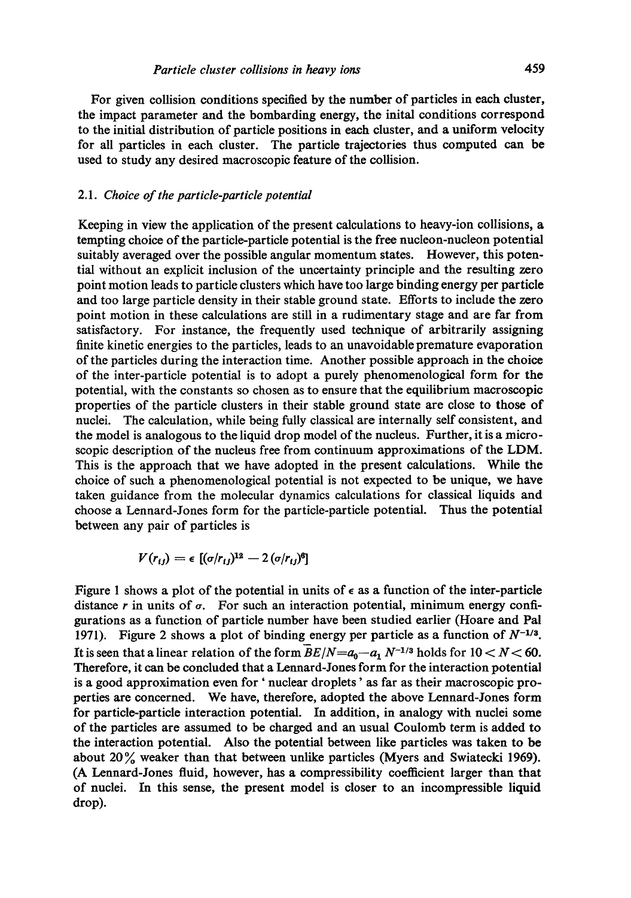For given collision conditions specified by the number of particles in each cluster, the impact parameter and the bombarding energy, the inital conditions correspond to the initial distribution of particle positions in each cluster, and a uniform velocity for all particles in each cluster. The particle trajectories thus computed can be used to study any desired macroscopic feature of the collision.

### 2.1. *Choice of the particle-particle potential*

Keeping in view the application of the present calculations to heavy-ion collisions, a tempting choice of the particle-particle potential is the free nucleon-nucleon potential suitably averaged over the possible angular momentum states. However, this potential without an explicit inclusion of the uncertainty principle and the resulting zero point motion leads to particle clusters which have too large binding energy per particle and too large particle density in their stable ground state. Efforts to include the zero point motion in these calculations are still in a rudimentary stage and are far from satisfactory. For instance, the frequently used technique of arbitrarily assigning finite kinetic energies to the particles, leads to an unavoidable premature evaporation of the particles during the interaction time. Another possible approach in the choice of the inter-particle potential is to adopt a purely phenomenological form for the potential, with the constants so chosen as to ensure that the equilibrium macroscopic properties of the particle clusters in their stable ground state are close to those of nuclei. The calculation, while being fully classical are internally self consistent, and the model is analogous to the liquid drop model of the nucleus. Further, it is a microscopic description of the nucleus free from continuum approximations of the LDM. This is the approach that we have adopted in the present calculations. While the choice of such a phenomenological potential is not expected to be unique, we have taken guidance from the molecular dynamics calculations for classical liquids and choose a Lennard-Jones form for the particle-particle potential. Thus the potential between any pair of particles is

$$V(r_{ij}) = \epsilon \, [(\sigma/r_{ij})^{12} - 2\,(\sigma/r_{ij})^{6}]$$

Figure 1 shows a plot of the potential in units of $\epsilon$ as a function of the inter-particle distance $r$ in units of $\sigma$. For such an interaction potential, minimum energy configurations as a function of particle number have been studied earlier (Hoare and Pal 1971). Figure 2 shows a plot of binding energy per particle as a function of $N^{-1/3}$. It is seen that a linear relation of the form $\overline{BE}/N = a_0 - a_1\, N^{-1/3}$ holds for $10 < N < 60$. Therefore, it can be concluded that a Lennard-Jones form for the interaction potential is a good approximation even for 'nuclear droplets' as far as their macroscopic properties are concerned. We have, therefore, adopted the above Lennard-Jones form for particle-particle interaction potential. In addition, in analogy with nuclei some of the particles are assumed to be charged and an usual Coulomb term is added to the interaction potential. Also the potential between like particles was taken to be about 20% weaker than that between unlike particles (Myers and Swiatecki 1969). (A Lennard-Jones fluid, however, has a compressibility coefficient larger than that of nuclei. In this sense, the present model is closer to an incompressible liquid drop).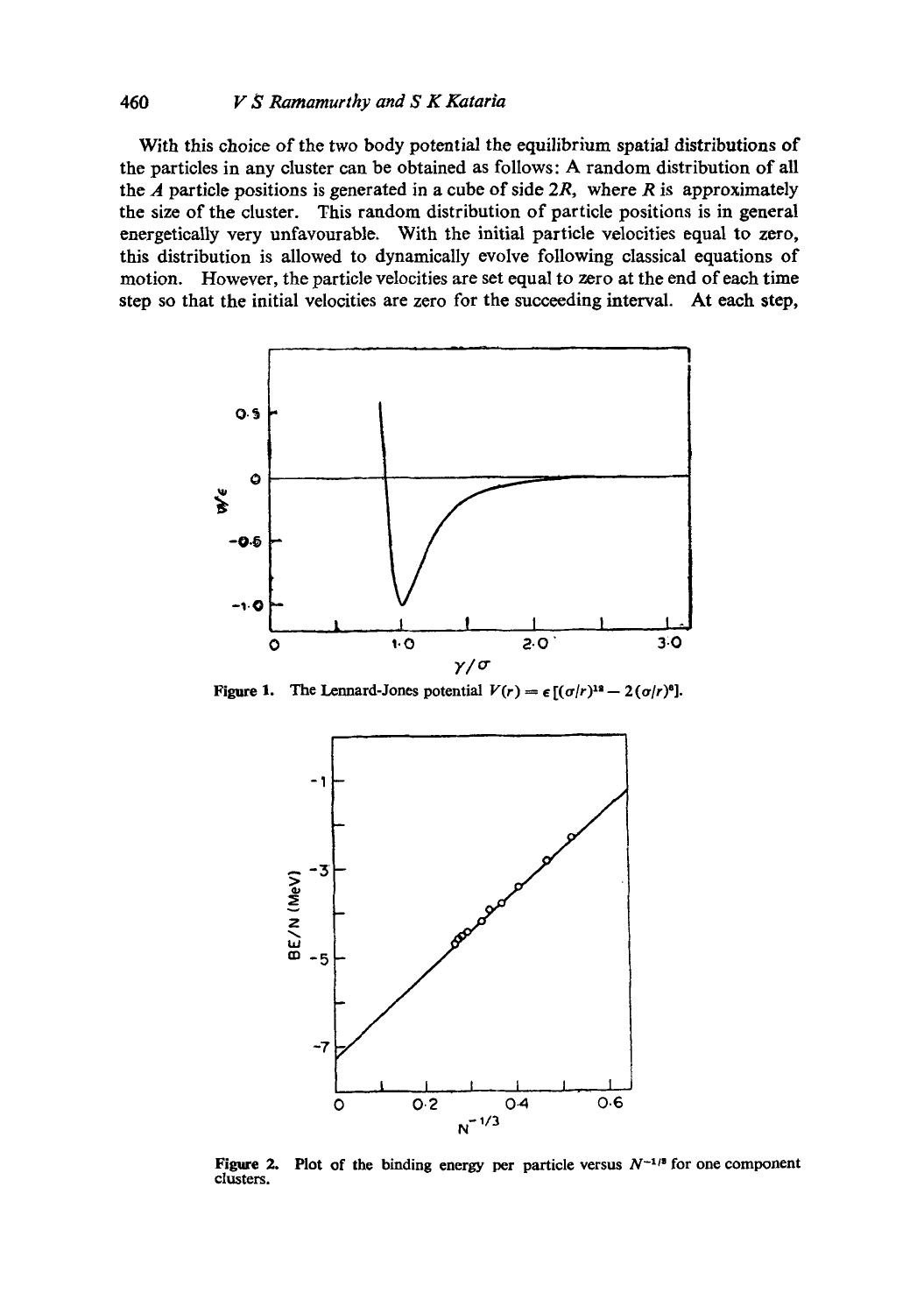With this choice of the two body potential the equilibrium spatial distributions of the particles in any cluster can be obtained as follows: A random distribution of all the $A$ particle positions is generated in a cube of side $2R$, where $R$ is approximately the size of the cluster. This random distribution of particle positions is in general energetically very unfavourable. With the initial particle velocities equal to zero, this distribution is allowed to dynamically evolve following classical equations of motion. However, the particle velocities are set equal to zero at the end of each time step so that the initial velocities are zero for the succeeding interval. At each step,

**Figure 1.** The Lennard-Jones potential $V(r) = \epsilon[(\sigma/r)^{12} - 2(\sigma/r)^{6}]$.

**Figure 2.** Plot of the binding energy per particle versus $N^{-1/3}$ for one component clusters.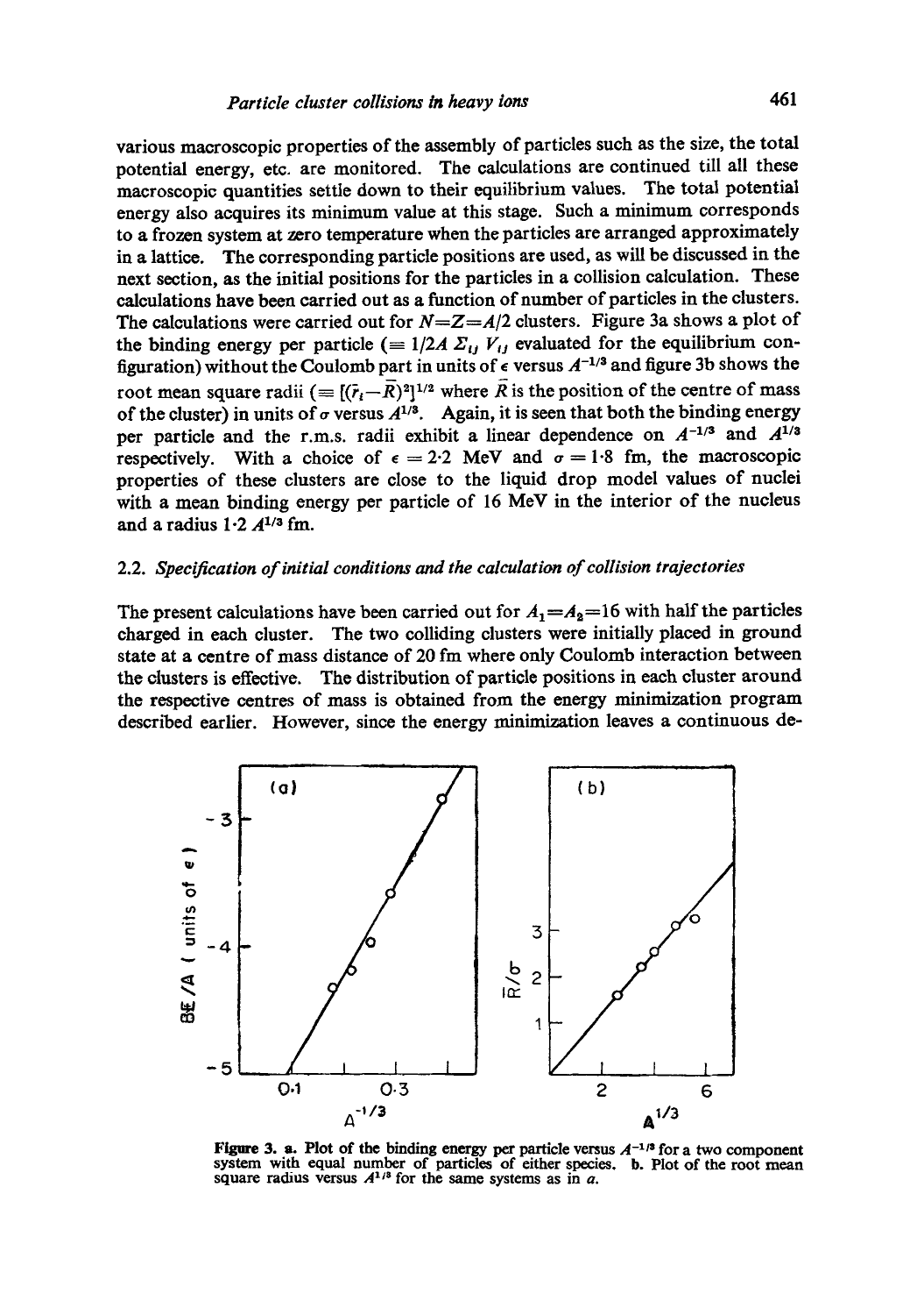various macroscopic properties of the assembly of particles such as the size, the total potential energy, etc. are monitored. The calculations are continued till all these macroscopic quantities settle down to their equilibrium values. The total potential energy also acquires its minimum value at this stage. Such a minimum corresponds to a frozen system at zero temperature when the particles are arranged approximately in a lattice. The corresponding particle positions are used, as will be discussed in the next section, as the initial positions for the particles in a collision calculation. These calculations have been carried out as a function of number of particles in the clusters. The calculations were carried out for $N=Z=A/2$ clusters. Figure 3a shows a plot of the binding energy per particle ($\equiv 1/2A\ \Sigma_{ij} V_{ij}$ evaluated for the equilibrium configuration) without the Coulomb part in units of $\epsilon$ versus $A^{-1/3}$ and figure 3b shows the root mean square radii ($\equiv [(\bar{r}_i - \bar{R})^2]^{1/2}$ where $\bar{R}$ is the position of the centre of mass of the cluster) in units of $\sigma$ versus $A^{1/3}$. Again, it is seen that both the binding energy per particle and the r.m.s. radii exhibit a linear dependence on $A^{-1/3}$ and $A^{1/3}$ respectively. With a choice of $\epsilon = 2{\cdot}2$ MeV and $\sigma = 1{\cdot}8$ fm, the macroscopic properties of these clusters are close to the liquid drop model values of nuclei with a mean binding energy per particle of 16 MeV in the interior of the nucleus and a radius $1{\cdot}2\ A^{1/3}$ fm.

### 2.2. *Specification of initial conditions and the calculation of collision trajectories*

The present calculations have been carried out for $A_1 = A_2 = 16$ with half the particles charged in each cluster. The two colliding clusters were initially placed in ground state at a centre of mass distance of 20 fm where only Coulomb interaction between the clusters is effective. The distribution of particle positions in each cluster around the respective centres of mass is obtained from the energy minimization program described earlier. However, since the energy minimization leaves a continuous de-

**Figure 3.** a. Plot of the binding energy per particle versus $A^{-1/3}$ for a two component system with equal number of particles of either species. b. Plot of the root mean square radius versus $A^{1/3}$ for the same systems as in *a*.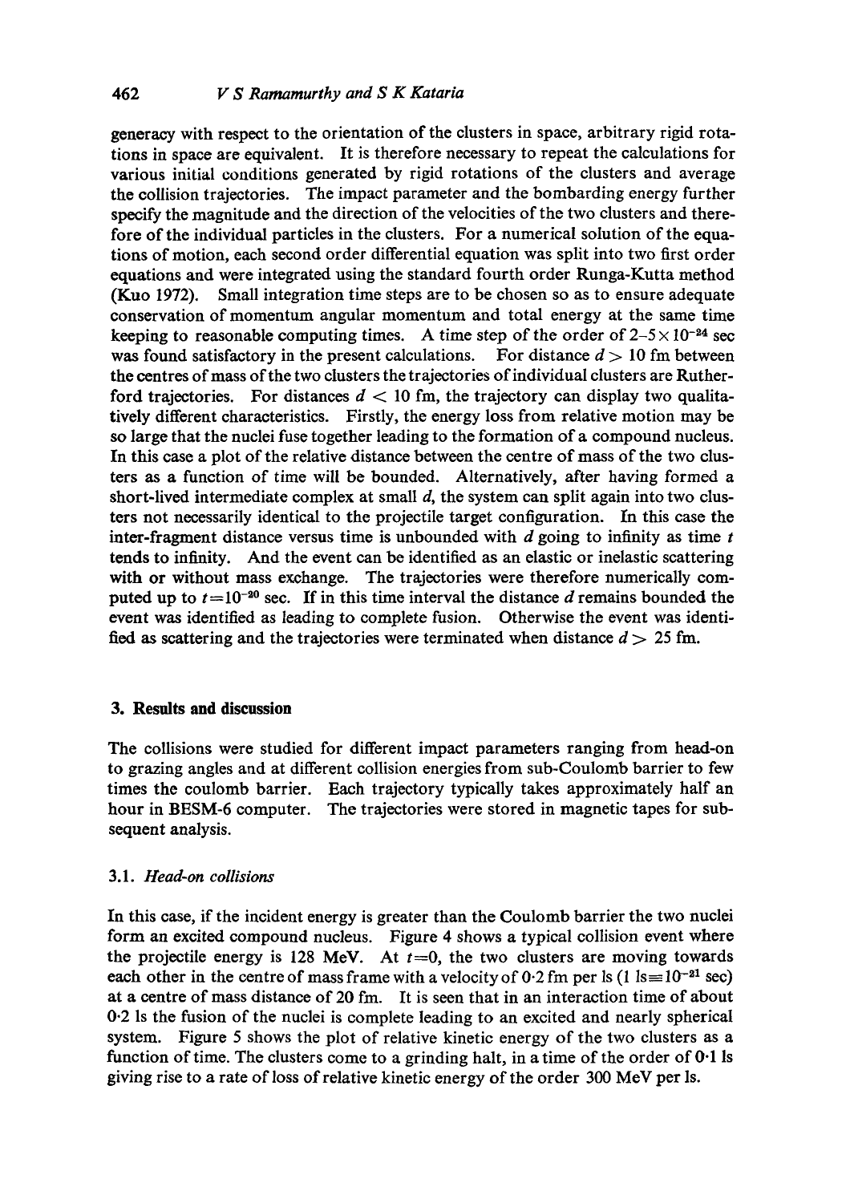generacy with respect to the orientation of the clusters in space, arbitrary rigid rotations in space are equivalent. It is therefore necessary to repeat the calculations for various initial conditions generated by rigid rotations of the clusters and average the collision trajectories. The impact parameter and the bombarding energy further specify the magnitude and the direction of the velocities of the two clusters and therefore of the individual particles in the clusters. For a numerical solution of the equations of motion, each second order differential equation was split into two first order equations and were integrated using the standard fourth order Runga-Kutta method (Kuo 1972). Small integration time steps are to be chosen so as to ensure adequate conservation of momentum angular momentum and total energy at the same time keeping to reasonable computing times. A time step of the order of $2\text{–}5 \times 10^{-24}$ sec was found satisfactory in the present calculations. For distance $d > 10$ fm between the centres of mass of the two clusters the trajectories of individual clusters are Rutherford trajectories. For distances $d < 10$ fm, the trajectory can display two qualitatively different characteristics. Firstly, the energy loss from relative motion may be so large that the nuclei fuse together leading to the formation of a compound nucleus. In this case a plot of the relative distance between the centre of mass of the two clusters as a function of time will be bounded. Alternatively, after having formed a short-lived intermediate complex at small $d$, the system can split again into two clusters not necessarily identical to the projectile target configuration. In this case the inter-fragment distance versus time is unbounded with $d$ going to infinity as time $t$ tends to infinity. And the event can be identified as an elastic or inelastic scattering with or without mass exchange. The trajectories were therefore numerically computed up to $t = 10^{-20}$ sec. If in this time interval the distance $d$ remains bounded the event was identified as leading to complete fusion. Otherwise the event was identified as scattering and the trajectories were terminated when distance $d > 25$ fm.

## 3. Results and discussion

The collisions were studied for different impact parameters ranging from head-on to grazing angles and at different collision energies from sub-Coulomb barrier to few times the coulomb barrier. Each trajectory typically takes approximately half an hour in BESM-6 computer. The trajectories were stored in magnetic tapes for subsequent analysis.

### 3.1. *Head-on collisions*

In this case, if the incident energy is greater than the Coulomb barrier the two nuclei form an excited compound nucleus. Figure 4 shows a typical collision event where the projectile energy is 128 MeV. At $t = 0$, the two clusters are moving towards each other in the centre of mass frame with a velocity of 0·2 fm per ls (1 ls $\equiv 10^{-21}$ sec) at a centre of mass distance of 20 fm. It is seen that in an interaction time of about 0·2 ls the fusion of the nuclei is complete leading to an excited and nearly spherical system. Figure 5 shows the plot of relative kinetic energy of the two clusters as a function of time. The clusters come to a grinding halt, in a time of the order of 0·1 ls giving rise to a rate of loss of relative kinetic energy of the order 300 MeV per ls.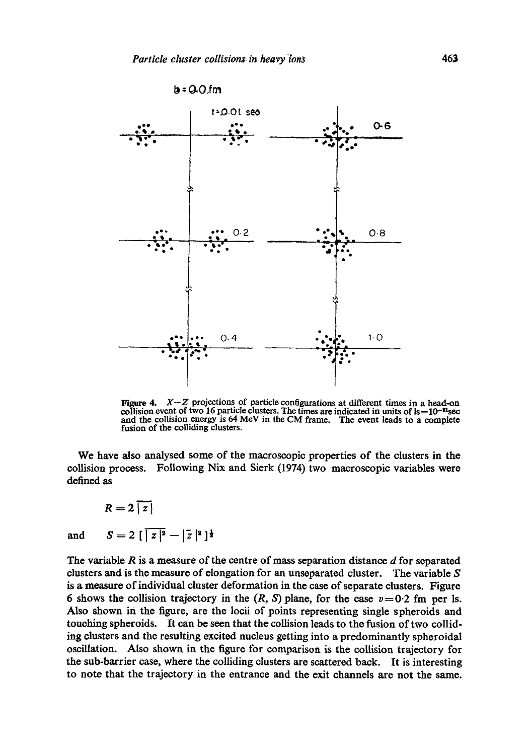b = 0.0 fm

Figure 4. $X-Z$ projections of particle configurations at different times in a head-on collision event of two 16 particle clusters. The times are indicated in units of $1s = 10^{-22}$sec and the collision energy is 64 MeV in the CM frame. The event leads to a complete fusion of the colliding clusters.

We have also analysed some of the macroscopic properties of the clusters in the collision process. Following Nix and Sierk (1974) two macroscopic variables were defined as

$$R = 2\,\overline{|z|}$$

and $$S = 2\,[\,\overline{|z|^2} - |\bar{z}|^2\,]^{\frac{1}{2}}$$

The variable $R$ is a measure of the centre of mass separation distance $d$ for separated clusters and is the measure of elongation for an unseparated cluster. The variable $S$ is a measure of individual cluster deformation in the case of separate clusters. Figure 6 shows the collision trajectory in the $(R, S)$ plane, for the case $v = 0{\cdot}2$ fm per ls. Also shown in the figure, are the locii of points representing single spheroids and touching spheroids. It can be seen that the collision leads to the fusion of two colliding clusters and the resulting excited nucleus getting into a predominantly spheroidal oscillation. Also shown in the figure for comparison is the collision trajectory for the sub-barrier case, where the colliding clusters are scattered back. It is interesting to note that the trajectory in the entrance and the exit channels are not the same.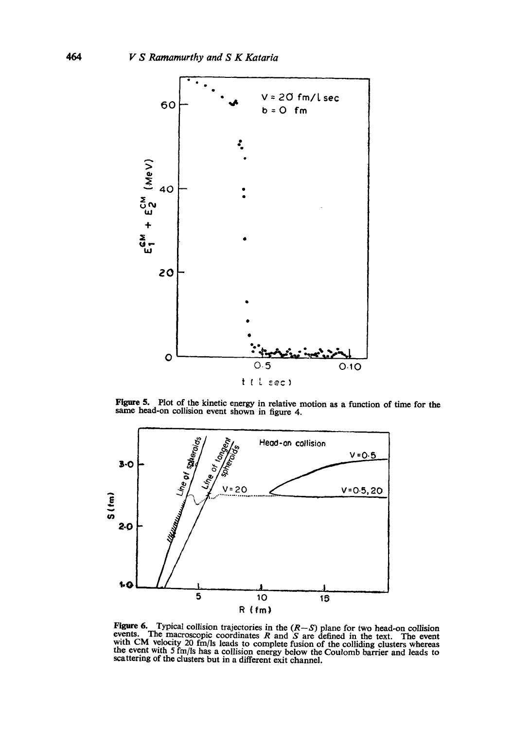**Figure 5.** Plot of the kinetic energy in relative motion as a function of time for the same head-on collision event shown in figure 4.

**Figure 6.** Typical collision trajectories in the ($R$—$S$) plane for two head-on collision events. The macroscopic coordinates $R$ and $S$ are defined in the text. The event with CM velocity 20 fm/ls leads to complete fusion of the colliding clusters whereas the event with 5 fm/ls has a collision energy below the Coulomb barrier and leads to scattering of the clusters but in a different exit channel.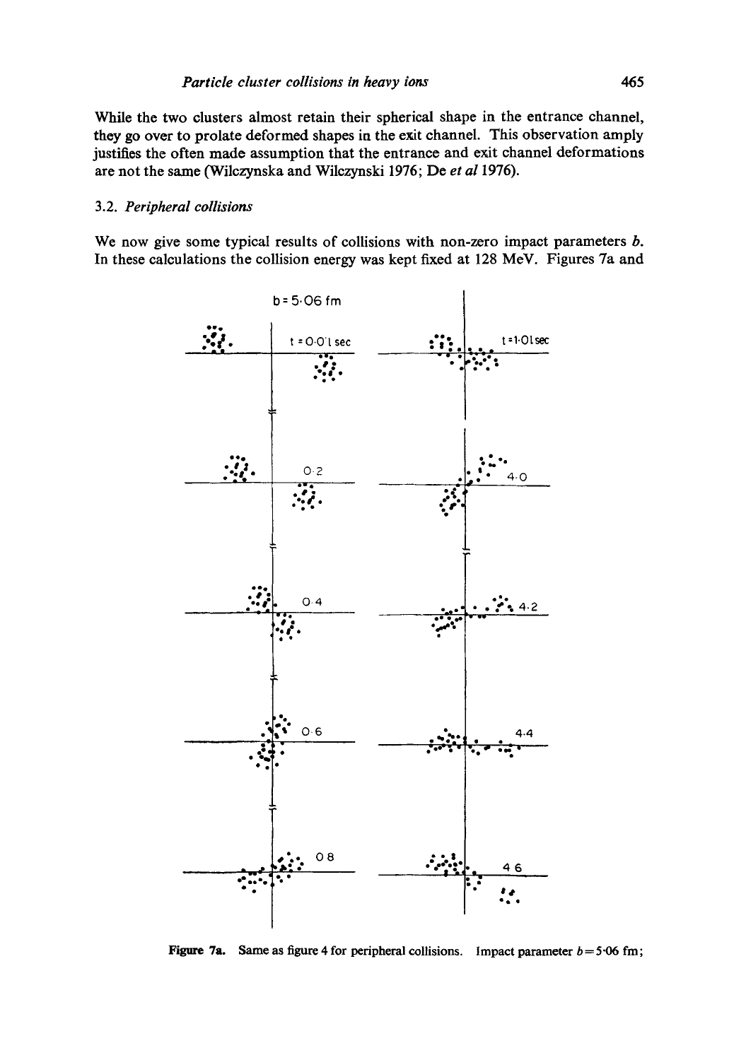While the two clusters almost retain their spherical shape in the entrance channel, they go over to prolate deformed shapes in the exit channel. This observation amply justifies the often made assumption that the entrance and exit channel deformations are not the same (Wilczynska and Wilczynski 1976; De *et al* 1976).

### 3.2. *Peripheral collisions*

We now give some typical results of collisions with non-zero impact parameters $b$. In these calculations the collision energy was kept fixed at 128 MeV. Figures 7a and

**Figure 7a.** Same as figure 4 for peripheral collisions. Impact parameter $b = 5{\cdot}06$ fm;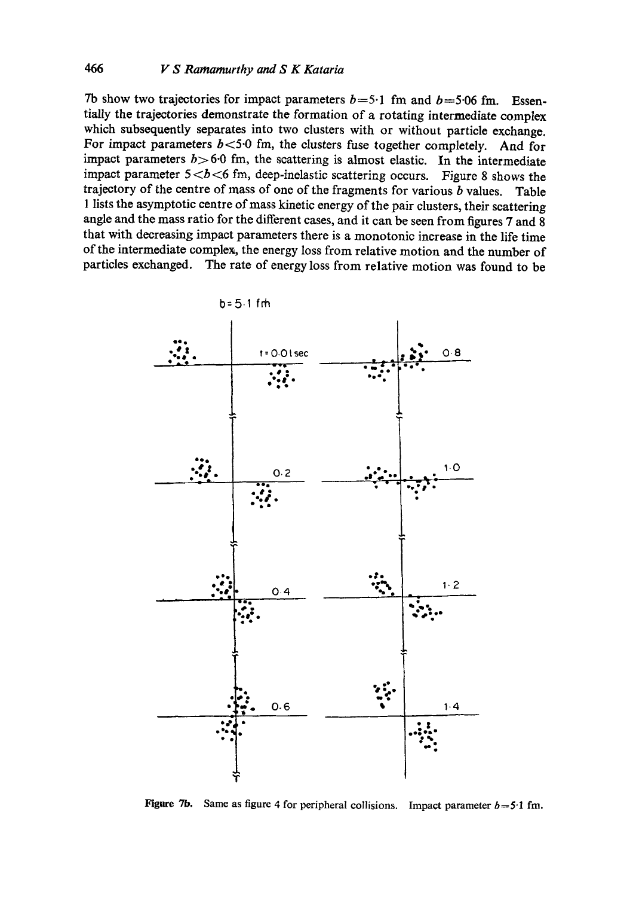7b show two trajectories for impact parameters $b=5{\cdot}1$ fm and $b=5{\cdot}06$ fm. Essentially the trajectories demonstrate the formation of a rotating intermediate complex which subsequently separates into two clusters with or without particle exchange. For impact parameters $b<5{\cdot}0$ fm, the clusters fuse together completely. And for impact parameters $b>6{\cdot}0$ fm, the scattering is almost elastic. In the intermediate impact parameter $5<b<6$ fm, deep-inelastic scattering occurs. Figure 8 shows the trajectory of the centre of mass of one of the fragments for various $b$ values. Table 1 lists the asymptotic centre of mass kinetic energy of the pair clusters, their scattering angle and the mass ratio for the different cases, and it can be seen from figures 7 and 8 that with decreasing impact parameters there is a monotonic increase in the life time of the intermediate complex, the energy loss from relative motion and the number of particles exchanged. The rate of energy loss from relative motion was found to be

**Figure 7b.** Same as figure 4 for peripheral collisions. Impact parameter $b=5{\cdot}1$ fm.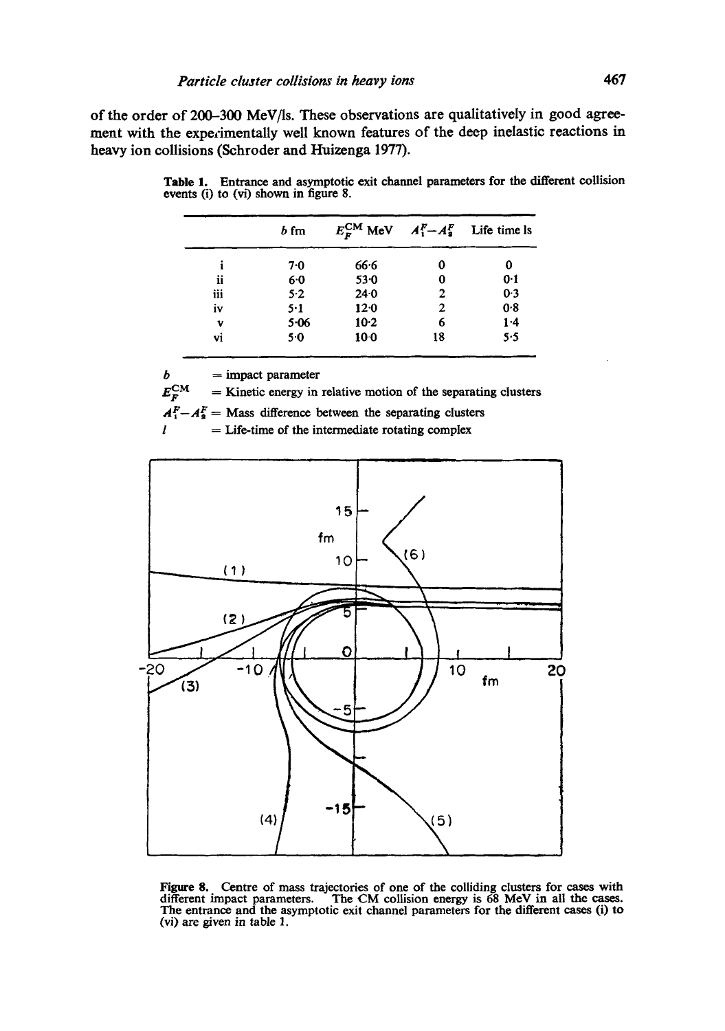of the order of 200–300 MeV/ls. These observations are qualitatively in good agreement with the experimentally well known features of the deep inelastic reactions in heavy ion collisions (Schroder and Huizenga 1977).

**Table 1.** Entrance and asymptotic exit channel parameters for the different collision events (i) to (vi) shown in figure 8.

| | $b$ fm | $E_F^{\text{CM}}$ MeV | $A_1^F - A_2^F$ | Life time ls |
|---|---|---|---|---|
| i | 7·0 | 66·6 | 0 | 0 |
| ii | 6·0 | 53·0 | 0 | 0·1 |
| iii | 5·2 | 24·0 | 2 | 0·3 |
| iv | 5·1 | 12·0 | 2 | 0·8 |
| v | 5·06 | 10·2 | 6 | 1·4 |
| vi | 5·0 | 10·0 | 18 | 5·5 |

$b$ = impact parameter
$E_F^{\text{CM}}$ = Kinetic energy in relative motion of the separating clusters
$A_1^F - A_2^F$ = Mass difference between the separating clusters
$l$ = Life-time of the intermediate rotating complex

**Figure 8.** Centre of mass trajectories of one of the colliding clusters for cases with different impact parameters. The CM collision energy is 68 MeV in all the cases. The entrance and the asymptotic exit channel parameters for the different cases (i) to (vi) are given in table 1.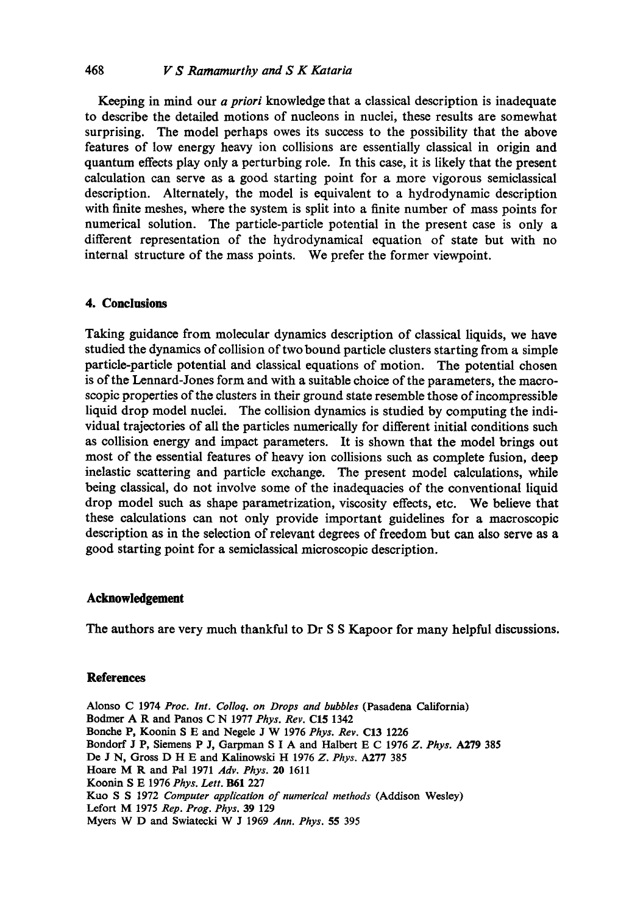Keeping in mind our *a priori* knowledge that a classical description is inadequate to describe the detailed motions of nucleons in nuclei, these results are somewhat surprising. The model perhaps owes its success to the possibility that the above features of low energy heavy ion collisions are essentially classical in origin and quantum effects play only a perturbing role. In this case, it is likely that the present calculation can serve as a good starting point for a more vigorous semiclassical description. Alternately, the model is equivalent to a hydrodynamic description with finite meshes, where the system is split into a finite number of mass points for numerical solution. The particle-particle potential in the present case is only a different representation of the hydrodynamical equation of state but with no internal structure of the mass points. We prefer the former viewpoint.

## 4. Conclusions

Taking guidance from molecular dynamics description of classical liquids, we have studied the dynamics of collision of two bound particle clusters starting from a simple particle-particle potential and classical equations of motion. The potential chosen is of the Lennard-Jones form and with a suitable choice of the parameters, the macroscopic properties of the clusters in their ground state resemble those of incompressible liquid drop model nuclei. The collision dynamics is studied by computing the individual trajectories of all the particles numerically for different initial conditions such as collision energy and impact parameters. It is shown that the model brings out most of the essential features of heavy ion collisions such as complete fusion, deep inelastic scattering and particle exchange. The present model calculations, while being classical, do not involve some of the inadequacies of the conventional liquid drop model such as shape parametrization, viscosity effects, etc. We believe that these calculations can not only provide important guidelines for a macroscopic description as in the selection of relevant degrees of freedom but can also serve as a good starting point for a semiclassical microscopic description.

## Acknowledgement

The authors are very much thankful to Dr S S Kapoor for many helpful discussions.

## References

Alonso C 1974 *Proc. Int. Colloq. on Drops and bubbles* (Pasadena California)
Bodmer A R and Panos C N 1977 *Phys. Rev.* **C15** 1342
Bonche P, Koonin S E and Negele J W 1976 *Phys. Rev.* **C13** 1226
Bondorf J P, Siemens P J, Garpman S I A and Halbert E C 1976 *Z. Phys.* **A279** 385
De J N, Gross D H E and Kalinowski H 1976 *Z. Phys.* **A277** 385
Hoare M R and Pal 1971 *Adv. Phys.* **20** 1611
Koonin S E 1976 *Phys. Lett.* **B61** 227
Kuo S S 1972 *Computer application of numerical methods* (Addison Wesley)
Lefort M 1975 *Rep. Prog. Phys.* **39** 129
Myers W D and Swiatecki W J 1969 *Ann. Phys.* **55** 395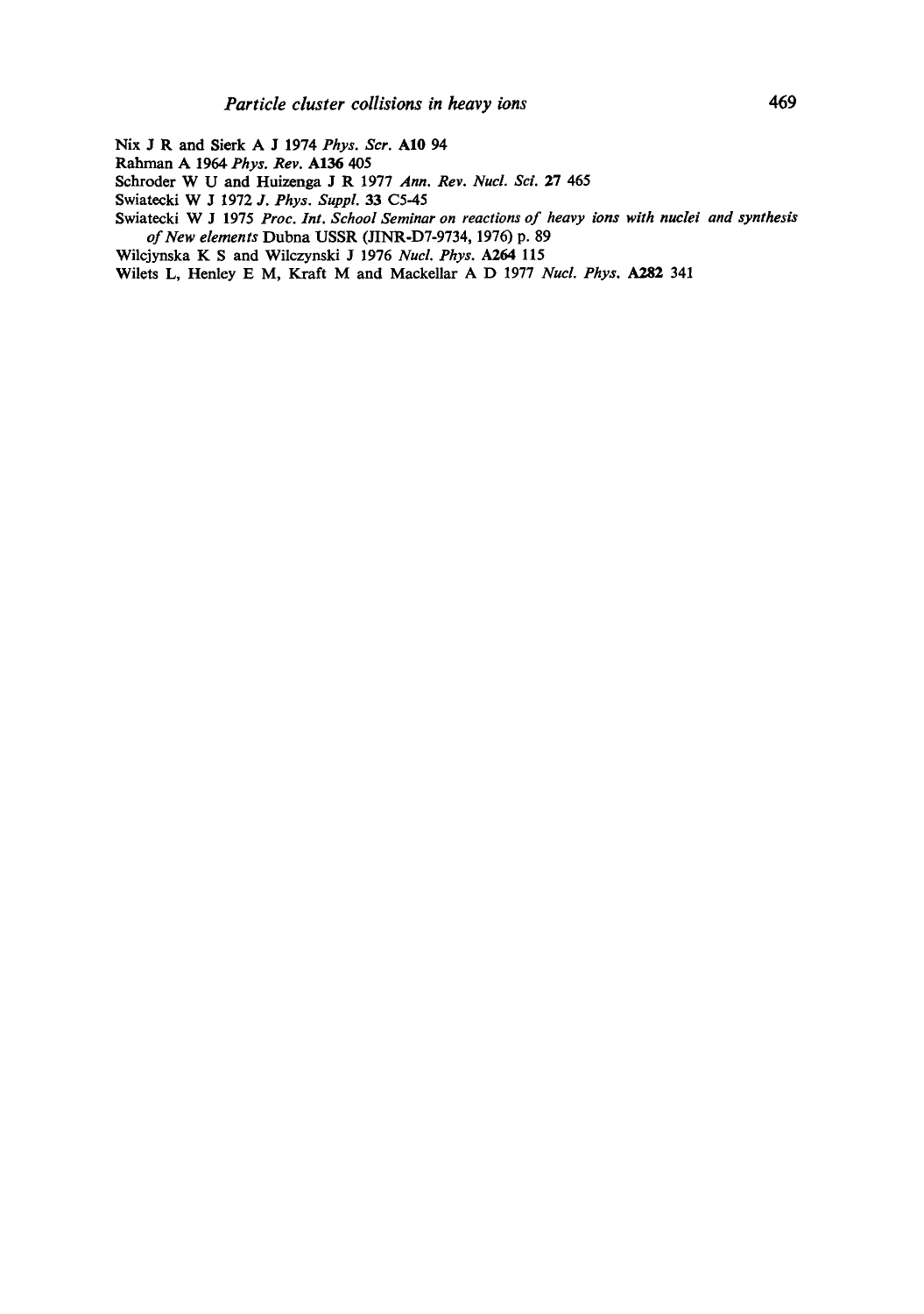Nix J R and Sierk A J 1974 *Phys. Scr.* **A10** 94

Rahman A 1964 *Phys. Rev.* **A136** 405

Schroder W U and Huizenga J R 1977 *Ann. Rev. Nucl. Sci.* **27** 465

Swiatecki W J 1972 *J. Phys. Suppl.* **33** C5-45

Swiatecki W J 1975 *Proc. Int. School Seminar on reactions of heavy ions with nuclei and synthesis of New elements* Dubna USSR (JINR-D7-9734, 1976) p. 89

Wilcjynska K S and Wilczynski J 1976 *Nucl. Phys.* **A264** 115

Wilets L, Henley E M, Kraft M and Mackellar A D 1977 *Nucl. Phys.* **A282** 341